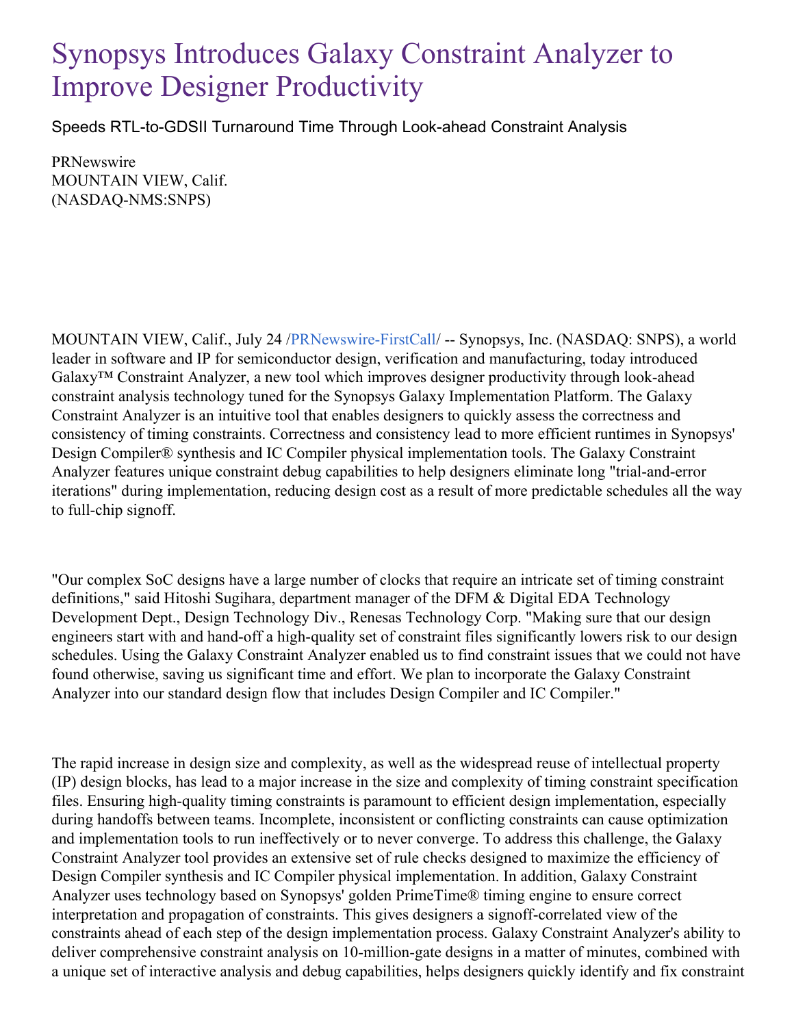# Synopsys Introduces Galaxy Constraint Analyzer to Improve Designer Productivity

## Speeds RTL-to-GDSII Turnaround Time Through Look-ahead Constraint Analysis

PRNewswire
MOUNTAIN VIEW, Calif.
(NASDAQ-NMS:SNPS)

MOUNTAIN VIEW, Calif., July 24 /PRNewswire-FirstCall/ -- Synopsys, Inc. (NASDAQ: SNPS), a world leader in software and IP for semiconductor design, verification and manufacturing, today introduced Galaxy™ Constraint Analyzer, a new tool which improves designer productivity through look-ahead constraint analysis technology tuned for the Synopsys Galaxy Implementation Platform. The Galaxy Constraint Analyzer is an intuitive tool that enables designers to quickly assess the correctness and consistency of timing constraints. Correctness and consistency lead to more efficient runtimes in Synopsys' Design Compiler® synthesis and IC Compiler physical implementation tools. The Galaxy Constraint Analyzer features unique constraint debug capabilities to help designers eliminate long "trial-and-error iterations" during implementation, reducing design cost as a result of more predictable schedules all the way to full-chip signoff.

"Our complex SoC designs have a large number of clocks that require an intricate set of timing constraint definitions," said Hitoshi Sugihara, department manager of the DFM & Digital EDA Technology Development Dept., Design Technology Div., Renesas Technology Corp. "Making sure that our design engineers start with and hand-off a high-quality set of constraint files significantly lowers risk to our design schedules. Using the Galaxy Constraint Analyzer enabled us to find constraint issues that we could not have found otherwise, saving us significant time and effort. We plan to incorporate the Galaxy Constraint Analyzer into our standard design flow that includes Design Compiler and IC Compiler."

The rapid increase in design size and complexity, as well as the widespread reuse of intellectual property (IP) design blocks, has lead to a major increase in the size and complexity of timing constraint specification files. Ensuring high-quality timing constraints is paramount to efficient design implementation, especially during handoffs between teams. Incomplete, inconsistent or conflicting constraints can cause optimization and implementation tools to run ineffectively or to never converge. To address this challenge, the Galaxy Constraint Analyzer tool provides an extensive set of rule checks designed to maximize the efficiency of Design Compiler synthesis and IC Compiler physical implementation. In addition, Galaxy Constraint Analyzer uses technology based on Synopsys' golden PrimeTime® timing engine to ensure correct interpretation and propagation of constraints. This gives designers a signoff-correlated view of the constraints ahead of each step of the design implementation process. Galaxy Constraint Analyzer's ability to deliver comprehensive constraint analysis on 10-million-gate designs in a matter of minutes, combined with a unique set of interactive analysis and debug capabilities, helps designers quickly identify and fix constraint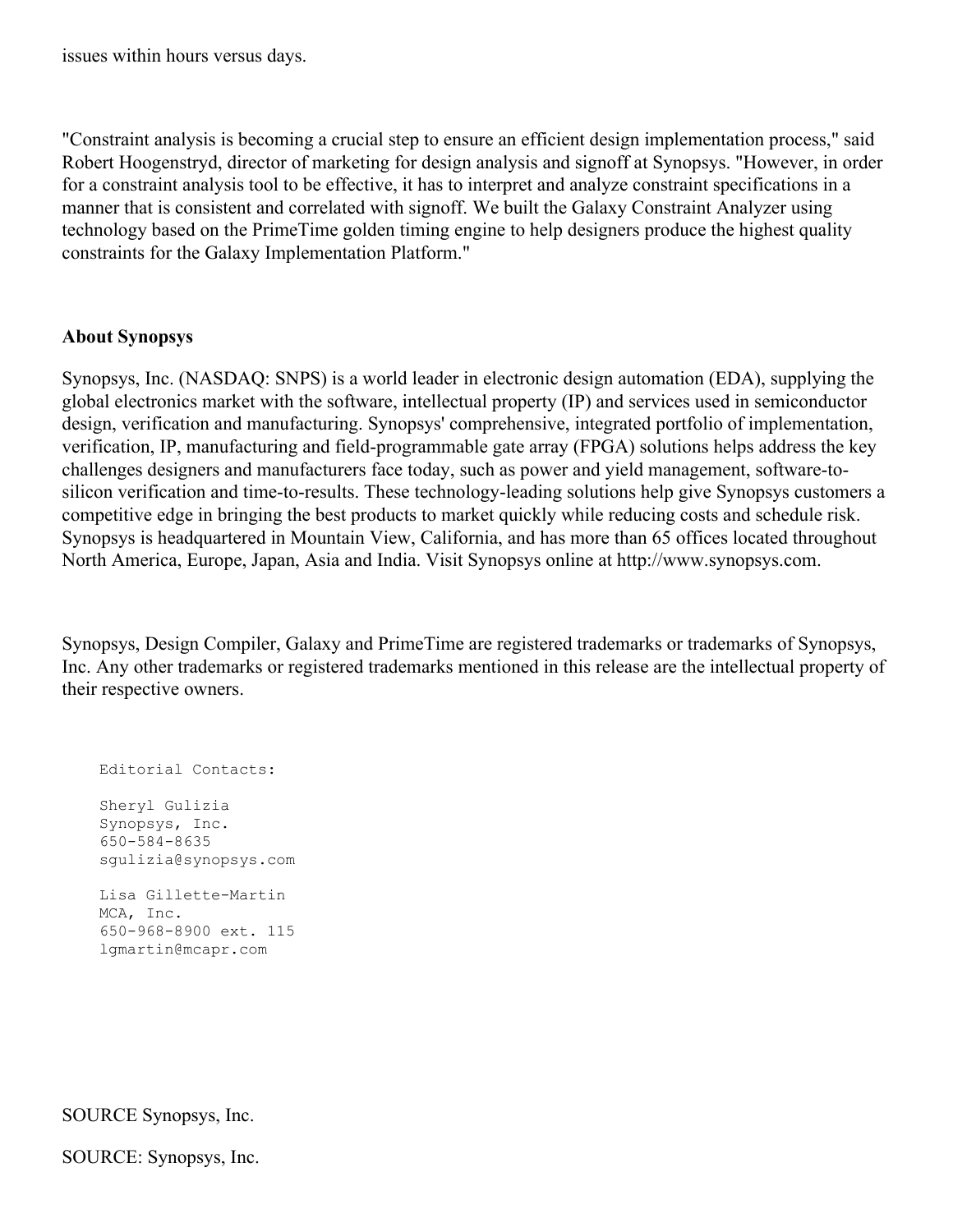issues within hours versus days.

"Constraint analysis is becoming a crucial step to ensure an efficient design implementation process," said Robert Hoogenstryd, director of marketing for design analysis and signoff at Synopsys. "However, in order for a constraint analysis tool to be effective, it has to interpret and analyze constraint specifications in a manner that is consistent and correlated with signoff. We built the Galaxy Constraint Analyzer using technology based on the PrimeTime golden timing engine to help designers produce the highest quality constraints for the Galaxy Implementation Platform."

**About Synopsys**

Synopsys, Inc. (NASDAQ: SNPS) is a world leader in electronic design automation (EDA), supplying the global electronics market with the software, intellectual property (IP) and services used in semiconductor design, verification and manufacturing. Synopsys' comprehensive, integrated portfolio of implementation, verification, IP, manufacturing and field-programmable gate array (FPGA) solutions helps address the key challenges designers and manufacturers face today, such as power and yield management, software-to-silicon verification and time-to-results. These technology-leading solutions help give Synopsys customers a competitive edge in bringing the best products to market quickly while reducing costs and schedule risk. Synopsys is headquartered in Mountain View, California, and has more than 65 offices located throughout North America, Europe, Japan, Asia and India. Visit Synopsys online at http://www.synopsys.com.

Synopsys, Design Compiler, Galaxy and PrimeTime are registered trademarks or trademarks of Synopsys, Inc. Any other trademarks or registered trademarks mentioned in this release are the intellectual property of their respective owners.

```
Editorial Contacts:

Sheryl Gulizia
Synopsys, Inc.
650-584-8635
sgulizia@synopsys.com

Lisa Gillette-Martin
MCA, Inc.
650-968-8900 ext. 115
lgmartin@mcapr.com
```

SOURCE Synopsys, Inc.

SOURCE: Synopsys, Inc.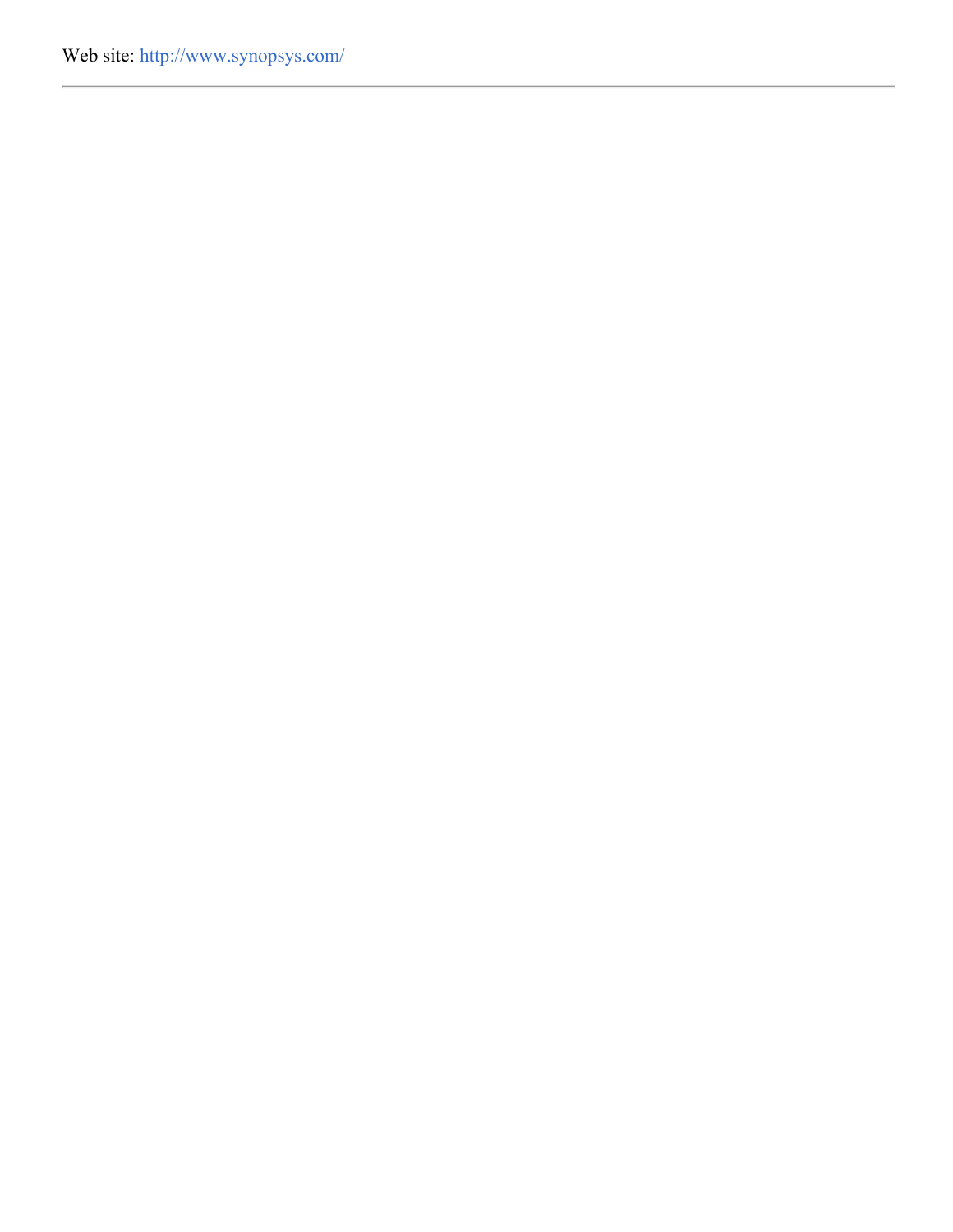Web site: http://www.synopsys.com/

---